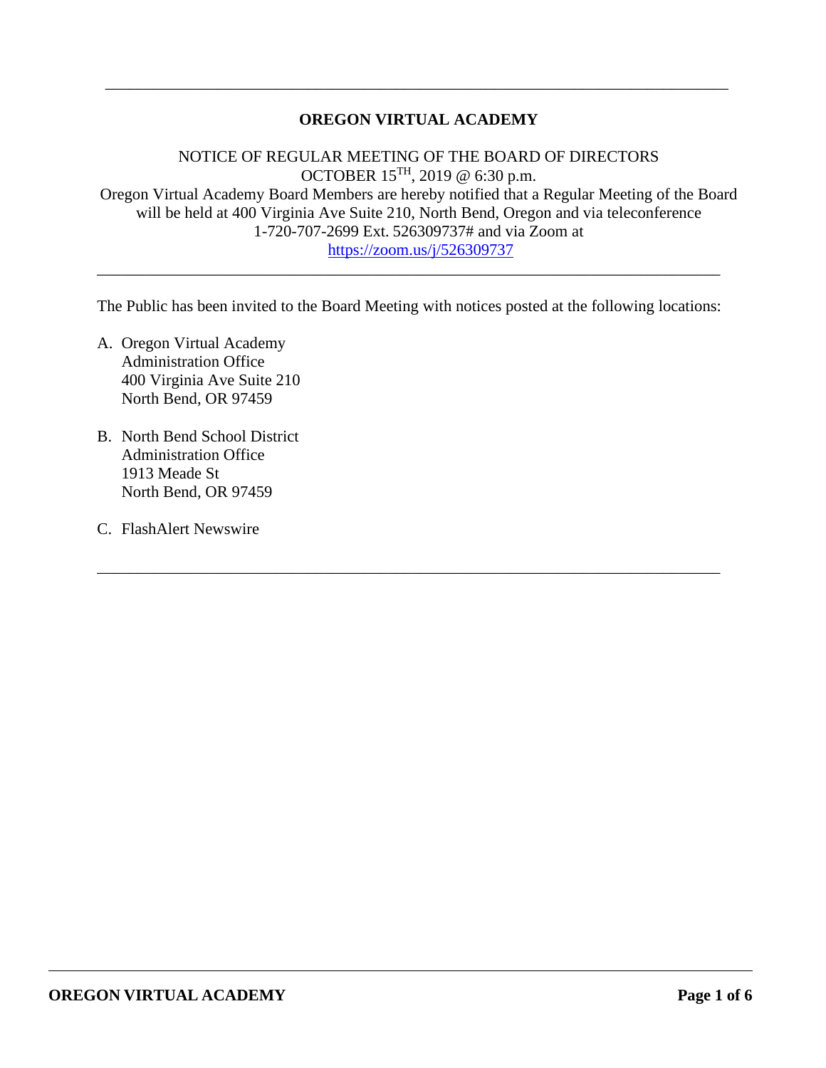# OREGON VIRTUAL ACADEMY

NOTICE OF REGULAR MEETING OF THE BOARD OF DIRECTORS
OCTOBER 15TH, 2019 @ 6:30 p.m.
Oregon Virtual Academy Board Members are hereby notified that a Regular Meeting of the Board will be held at 400 Virginia Ave Suite 210, North Bend, Oregon and via teleconference 1-720-707-2699 Ext. 526309737# and via Zoom at https://zoom.us/j/526309737

---

The Public has been invited to the Board Meeting with notices posted at the following locations:

A. Oregon Virtual Academy
   Administration Office
   400 Virginia Ave Suite 210
   North Bend, OR 97459

B. North Bend School District
   Administration Office
   1913 Meade St
   North Bend, OR 97459

C. FlashAlert Newswire

---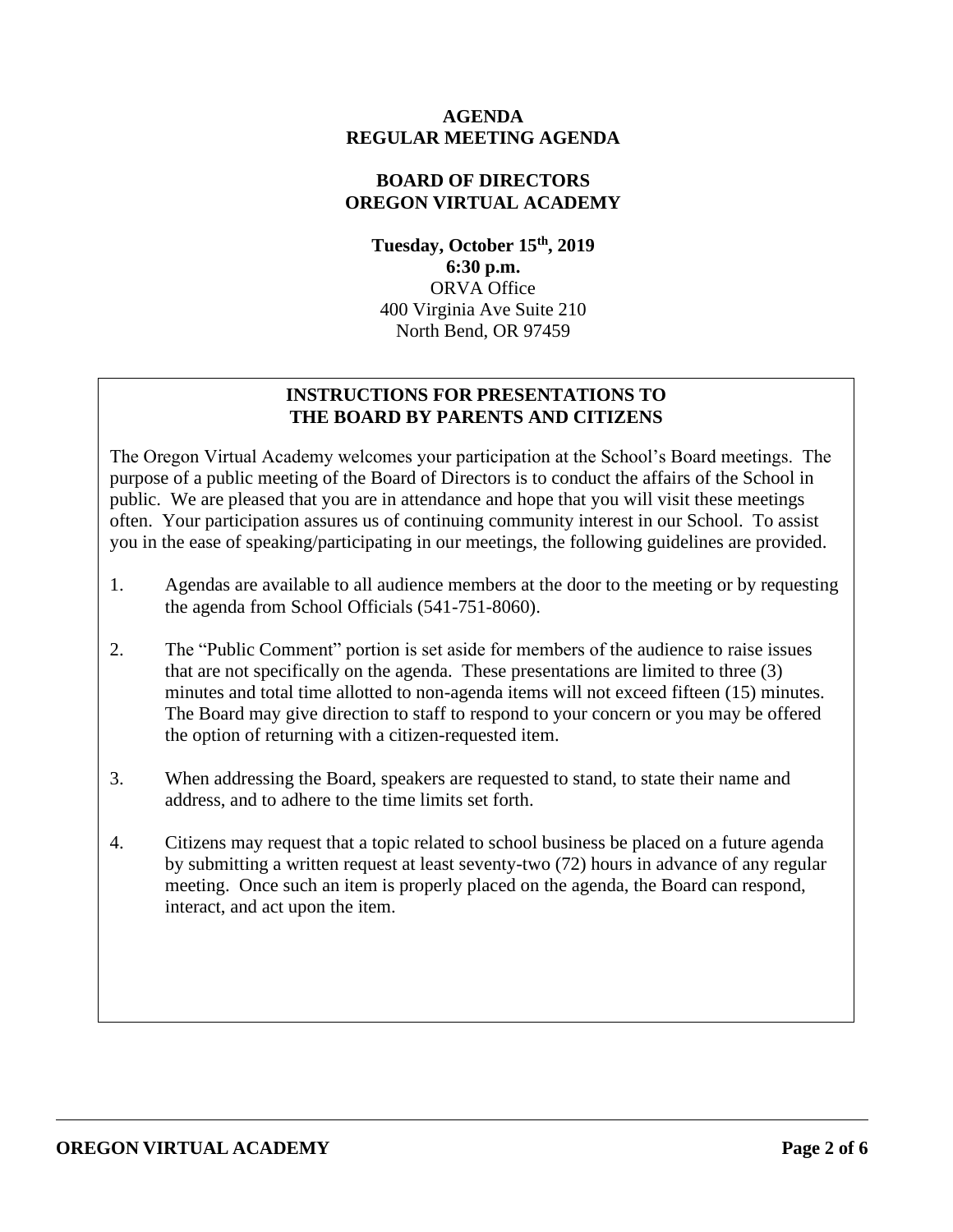**AGENDA**
**REGULAR MEETING AGENDA**

**BOARD OF DIRECTORS**
**OREGON VIRTUAL ACADEMY**

**Tuesday, October 15th, 2019**
**6:30 p.m.**
ORVA Office
400 Virginia Ave Suite 210
North Bend, OR 97459

## INSTRUCTIONS FOR PRESENTATIONS TO THE BOARD BY PARENTS AND CITIZENS

The Oregon Virtual Academy welcomes your participation at the School's Board meetings. The purpose of a public meeting of the Board of Directors is to conduct the affairs of the School in public. We are pleased that you are in attendance and hope that you will visit these meetings often. Your participation assures us of continuing community interest in our School. To assist you in the ease of speaking/participating in our meetings, the following guidelines are provided.

1. Agendas are available to all audience members at the door to the meeting or by requesting the agenda from School Officials (541-751-8060).
2. The "Public Comment" portion is set aside for members of the audience to raise issues that are not specifically on the agenda. These presentations are limited to three (3) minutes and total time allotted to non-agenda items will not exceed fifteen (15) minutes. The Board may give direction to staff to respond to your concern or you may be offered the option of returning with a citizen-requested item.
3. When addressing the Board, speakers are requested to stand, to state their name and address, and to adhere to the time limits set forth.
4. Citizens may request that a topic related to school business be placed on a future agenda by submitting a written request at least seventy-two (72) hours in advance of any regular meeting. Once such an item is properly placed on the agenda, the Board can respond, interact, and act upon the item.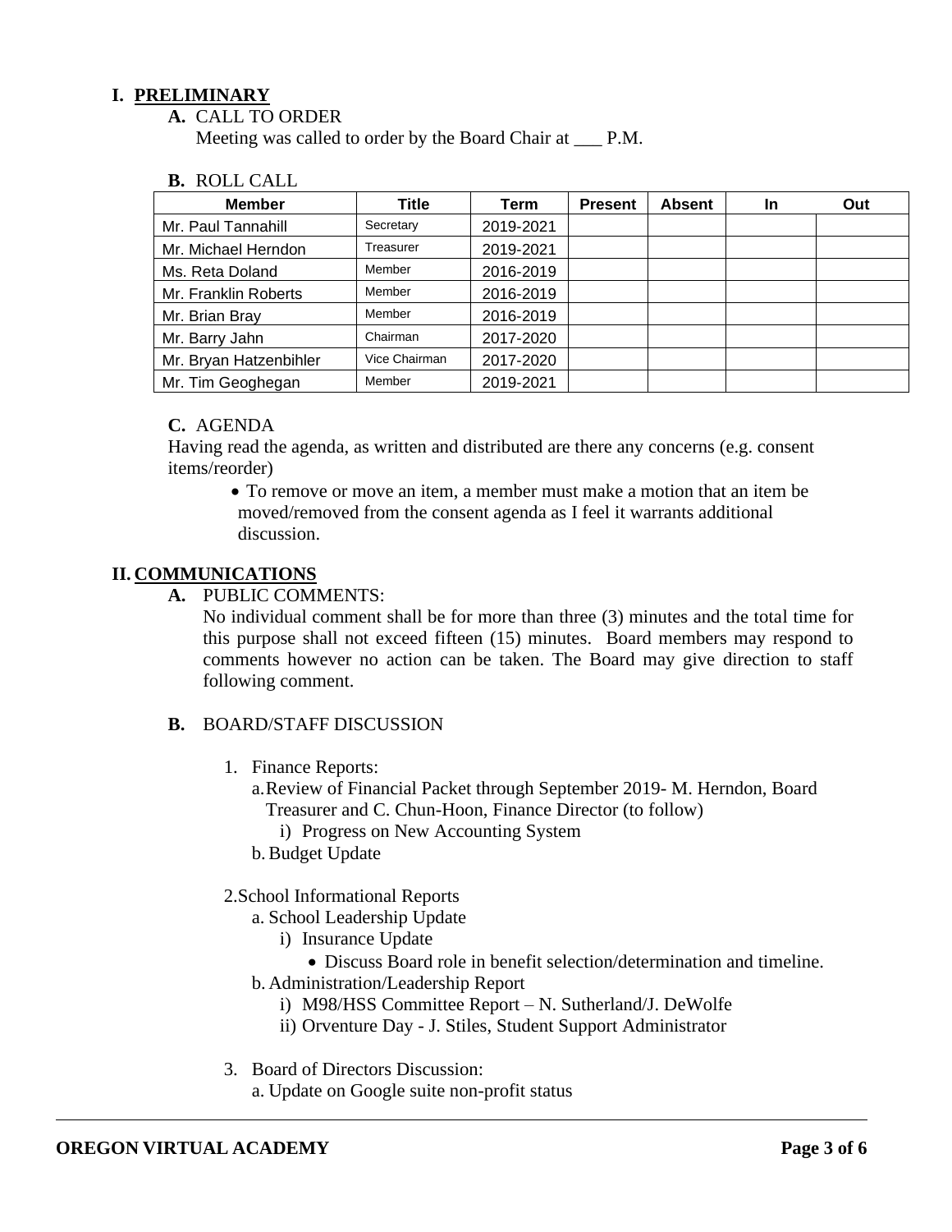# I. PRELIMINARY

**A.** CALL TO ORDER

Meeting was called to order by the Board Chair at ___ P.M.

**B.** ROLL CALL

| Member | Title | Term | Present | Absent | In | Out |
|---|---|---|---|---|---|---|
| Mr. Paul Tannahill | Secretary | 2019-2021 | | | | |
| Mr. Michael Herndon | Treasurer | 2019-2021 | | | | |
| Ms. Reta Doland | Member | 2016-2019 | | | | |
| Mr. Franklin Roberts | Member | 2016-2019 | | | | |
| Mr. Brian Bray | Member | 2016-2019 | | | | |
| Mr. Barry Jahn | Chairman | 2017-2020 | | | | |
| Mr. Bryan Hatzenbihler | Vice Chairman | 2017-2020 | | | | |
| Mr. Tim Geoghegan | Member | 2019-2021 | | | | |

**C.** AGENDA

Having read the agenda, as written and distributed are there any concerns (e.g. consent items/reorder)

- To remove or move an item, a member must make a motion that an item be moved/removed from the consent agenda as I feel it warrants additional discussion.

# II. COMMUNICATIONS

**A.** PUBLIC COMMENTS:

No individual comment shall be for more than three (3) minutes and the total time for this purpose shall not exceed fifteen (15) minutes. Board members may respond to comments however no action can be taken. The Board may give direction to staff following comment.

**B.** BOARD/STAFF DISCUSSION

1. Finance Reports:
   a. Review of Financial Packet through September 2019- M. Herndon, Board Treasurer and C. Chun-Hoon, Finance Director (to follow)
      i) Progress on New Accounting System
   b. Budget Update

2. School Informational Reports
   a. School Leadership Update
      i) Insurance Update
         - Discuss Board role in benefit selection/determination and timeline.
   b. Administration/Leadership Report
      i) M98/HSS Committee Report – N. Sutherland/J. DeWolfe
      ii) Orventure Day - J. Stiles, Student Support Administrator

3. Board of Directors Discussion:
   a. Update on Google suite non-profit status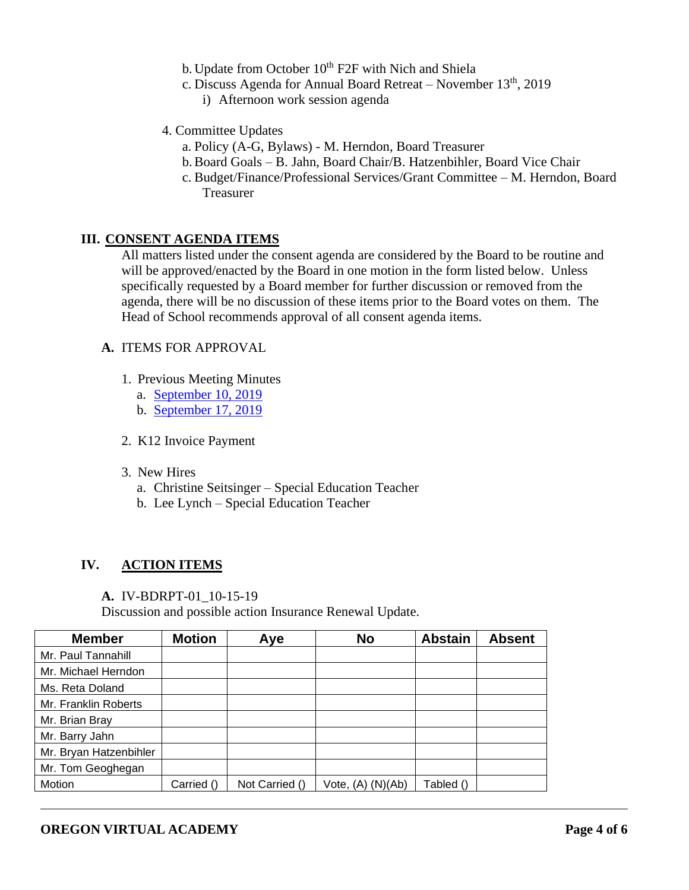b. Update from October 10th F2F with Nich and Shiela
c. Discuss Agenda for Annual Board Retreat – November 13th, 2019
   i) Afternoon work session agenda

4. Committee Updates
   a. Policy (A-G, Bylaws) - M. Herndon, Board Treasurer
   b. Board Goals – B. Jahn, Board Chair/B. Hatzenbihler, Board Vice Chair
   c. Budget/Finance/Professional Services/Grant Committee – M. Herndon, Board Treasurer

## III. CONSENT AGENDA ITEMS

All matters listed under the consent agenda are considered by the Board to be routine and will be approved/enacted by the Board in one motion in the form listed below. Unless specifically requested by a Board member for further discussion or removed from the agenda, there will be no discussion of these items prior to the Board votes on them. The Head of School recommends approval of all consent agenda items.

**A.** ITEMS FOR APPROVAL

1. Previous Meeting Minutes
   a. September 10, 2019
   b. September 17, 2019

2. K12 Invoice Payment

3. New Hires
   a. Christine Seitsinger – Special Education Teacher
   b. Lee Lynch – Special Education Teacher

## IV. ACTION ITEMS

**A.** IV-BDRPT-01_10-15-19
Discussion and possible action Insurance Renewal Update.

| Member | Motion | Aye | No | Abstain | Absent |
|---|---|---|---|---|---|
| Mr. Paul Tannahill | | | | | |
| Mr. Michael Herndon | | | | | |
| Ms. Reta Doland | | | | | |
| Mr. Franklin Roberts | | | | | |
| Mr. Brian Bray | | | | | |
| Mr. Barry Jahn | | | | | |
| Mr. Bryan Hatzenbihler | | | | | |
| Mr. Tom Geoghegan | | | | | |
| Motion | Carried () | Not Carried () | Vote, (A) (N)(Ab) | Tabled () | |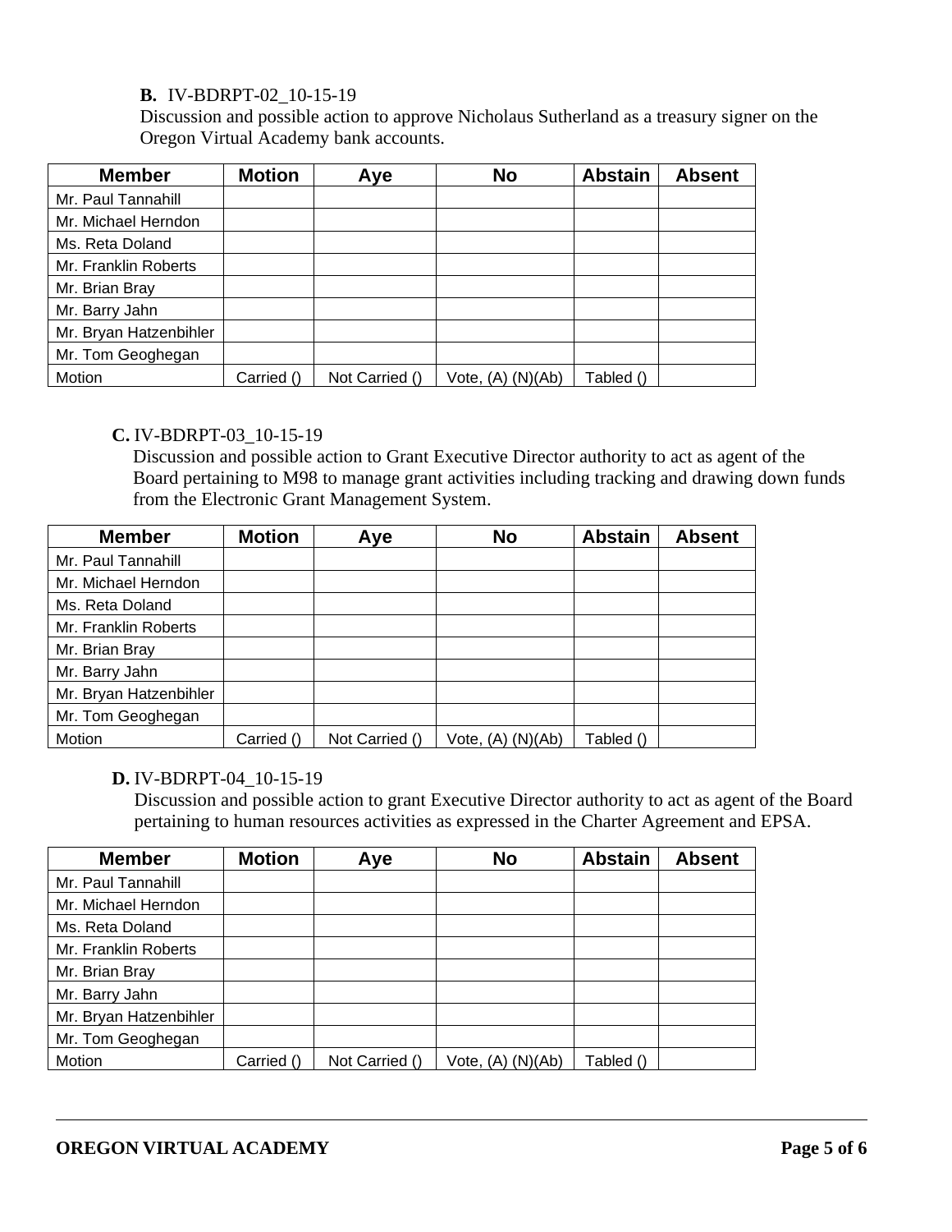**B.** IV-BDRPT-02_10-15-19
Discussion and possible action to approve Nicholaus Sutherland as a treasury signer on the Oregon Virtual Academy bank accounts.

| Member | Motion | Aye | No | Abstain | Absent |
|---|---|---|---|---|---|
| Mr. Paul Tannahill | | | | | |
| Mr. Michael Herndon | | | | | |
| Ms. Reta Doland | | | | | |
| Mr. Franklin Roberts | | | | | |
| Mr. Brian Bray | | | | | |
| Mr. Barry Jahn | | | | | |
| Mr. Bryan Hatzenbihler | | | | | |
| Mr. Tom Geoghegan | | | | | |
| Motion | Carried () | Not Carried () | Vote, (A) (N)(Ab) | Tabled () | |

**C.** IV-BDRPT-03_10-15-19
Discussion and possible action to Grant Executive Director authority to act as agent of the Board pertaining to M98 to manage grant activities including tracking and drawing down funds from the Electronic Grant Management System.

| Member | Motion | Aye | No | Abstain | Absent |
|---|---|---|---|---|---|
| Mr. Paul Tannahill | | | | | |
| Mr. Michael Herndon | | | | | |
| Ms. Reta Doland | | | | | |
| Mr. Franklin Roberts | | | | | |
| Mr. Brian Bray | | | | | |
| Mr. Barry Jahn | | | | | |
| Mr. Bryan Hatzenbihler | | | | | |
| Mr. Tom Geoghegan | | | | | |
| Motion | Carried () | Not Carried () | Vote, (A) (N)(Ab) | Tabled () | |

**D.** IV-BDRPT-04_10-15-19
Discussion and possible action to grant Executive Director authority to act as agent of the Board pertaining to human resources activities as expressed in the Charter Agreement and EPSA.

| Member | Motion | Aye | No | Abstain | Absent |
|---|---|---|---|---|---|
| Mr. Paul Tannahill | | | | | |
| Mr. Michael Herndon | | | | | |
| Ms. Reta Doland | | | | | |
| Mr. Franklin Roberts | | | | | |
| Mr. Brian Bray | | | | | |
| Mr. Barry Jahn | | | | | |
| Mr. Bryan Hatzenbihler | | | | | |
| Mr. Tom Geoghegan | | | | | |
| Motion | Carried () | Not Carried () | Vote, (A) (N)(Ab) | Tabled () | |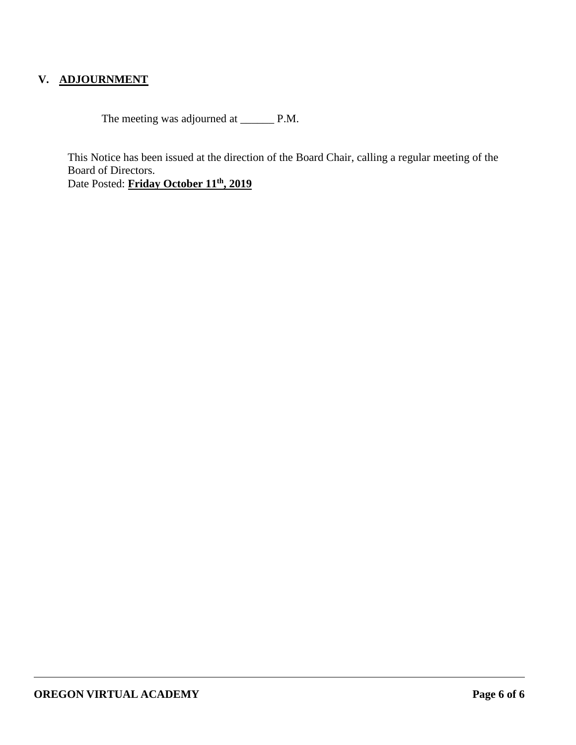## V. **ADJOURNMENT**

The meeting was adjourned at ______ P.M.

This Notice has been issued at the direction of the Board Chair, calling a regular meeting of the Board of Directors.
Date Posted: **Friday October 11th, 2019**